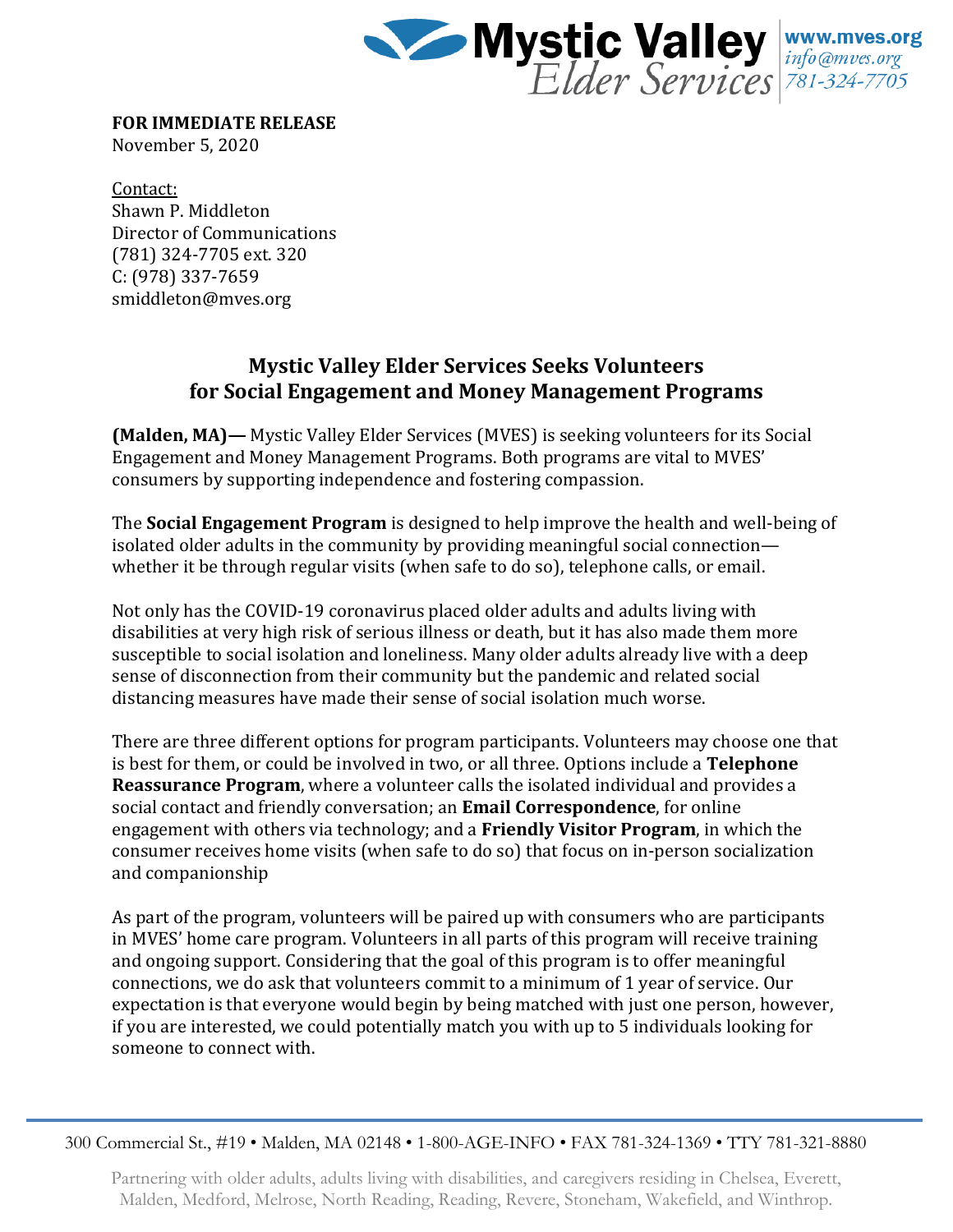Mystic Valley Elder Services

www.mves.org
info@mves.org
781-324-7705

**FOR IMMEDIATE RELEASE**
November 5, 2020

Contact:
Shawn P. Middleton
Director of Communications
(781) 324-7705 ext. 320
C: (978) 337-7659
smiddleton@mves.org

## Mystic Valley Elder Services Seeks Volunteers for Social Engagement and Money Management Programs

**(Malden, MA)—** Mystic Valley Elder Services (MVES) is seeking volunteers for its Social Engagement and Money Management Programs. Both programs are vital to MVES' consumers by supporting independence and fostering compassion.

The **Social Engagement Program** is designed to help improve the health and well-being of isolated older adults in the community by providing meaningful social connection—whether it be through regular visits (when safe to do so), telephone calls, or email.

Not only has the COVID-19 coronavirus placed older adults and adults living with disabilities at very high risk of serious illness or death, but it has also made them more susceptible to social isolation and loneliness. Many older adults already live with a deep sense of disconnection from their community but the pandemic and related social distancing measures have made their sense of social isolation much worse.

There are three different options for program participants. Volunteers may choose one that is best for them, or could be involved in two, or all three. Options include a **Telephone Reassurance Program**, where a volunteer calls the isolated individual and provides a social contact and friendly conversation; an **Email Correspondence**, for online engagement with others via technology; and a **Friendly Visitor Program**, in which the consumer receives home visits (when safe to do so) that focus on in-person socialization and companionship

As part of the program, volunteers will be paired up with consumers who are participants in MVES' home care program. Volunteers in all parts of this program will receive training and ongoing support. Considering that the goal of this program is to offer meaningful connections, we do ask that volunteers commit to a minimum of 1 year of service. Our expectation is that everyone would begin by being matched with just one person, however, if you are interested, we could potentially match you with up to 5 individuals looking for someone to connect with.

300 Commercial St., #19 • Malden, MA 02148 • 1-800-AGE-INFO • FAX 781-324-1369 • TTY 781-321-8880

Partnering with older adults, adults living with disabilities, and caregivers residing in Chelsea, Everett, Malden, Medford, Melrose, North Reading, Reading, Revere, Stoneham, Wakefield, and Winthrop.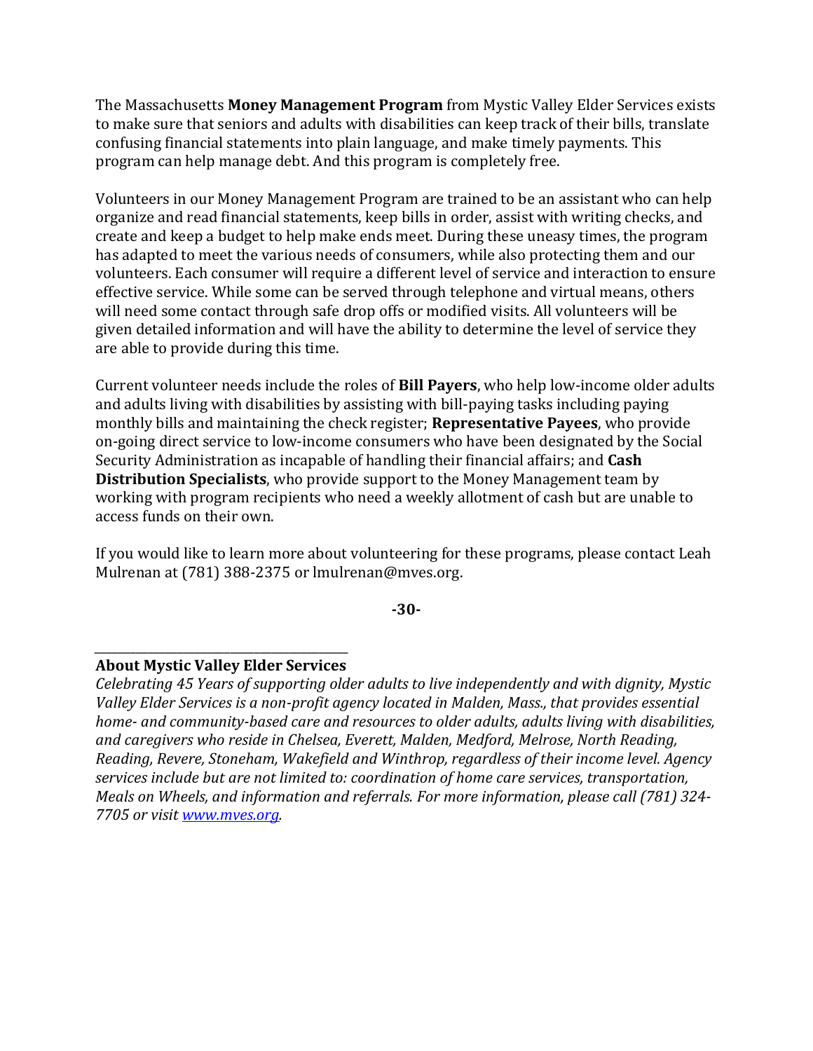The Massachusetts **Money Management Program** from Mystic Valley Elder Services exists to make sure that seniors and adults with disabilities can keep track of their bills, translate confusing financial statements into plain language, and make timely payments. This program can help manage debt. And this program is completely free.

Volunteers in our Money Management Program are trained to be an assistant who can help organize and read financial statements, keep bills in order, assist with writing checks, and create and keep a budget to help make ends meet. During these uneasy times, the program has adapted to meet the various needs of consumers, while also protecting them and our volunteers. Each consumer will require a different level of service and interaction to ensure effective service. While some can be served through telephone and virtual means, others will need some contact through safe drop offs or modified visits. All volunteers will be given detailed information and will have the ability to determine the level of service they are able to provide during this time.

Current volunteer needs include the roles of **Bill Payers**, who help low-income older adults and adults living with disabilities by assisting with bill-paying tasks including paying monthly bills and maintaining the check register; **Representative Payees**, who provide on-going direct service to low-income consumers who have been designated by the Social Security Administration as incapable of handling their financial affairs; and **Cash Distribution Specialists**, who provide support to the Money Management team by working with program recipients who need a weekly allotment of cash but are unable to access funds on their own.

If you would like to learn more about volunteering for these programs, please contact Leah Mulrenan at (781) 388-2375 or lmulrenan@mves.org.

**-30-**

---

**About Mystic Valley Elder Services**

*Celebrating 45 Years of supporting older adults to live independently and with dignity, Mystic Valley Elder Services is a non-profit agency located in Malden, Mass., that provides essential home- and community-based care and resources to older adults, adults living with disabilities, and caregivers who reside in Chelsea, Everett, Malden, Medford, Melrose, North Reading, Reading, Revere, Stoneham, Wakefield and Winthrop, regardless of their income level. Agency services include but are not limited to: coordination of home care services, transportation, Meals on Wheels, and information and referrals. For more information, please call (781) 324-7705 or visit [www.mves.org](http://www.mves.org).*